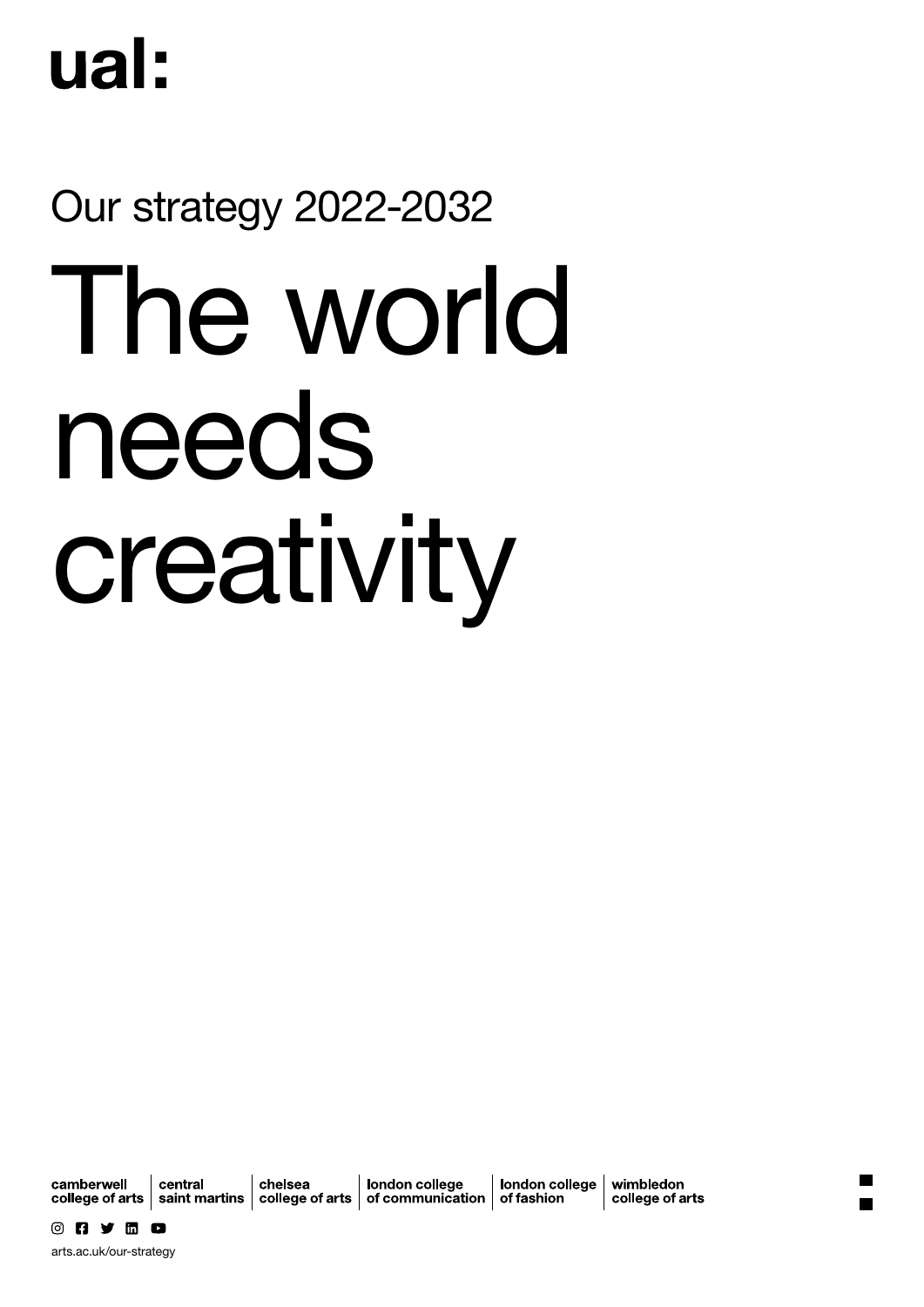ual:

Our strategy 2022-2032

# The world needs creativity

camberwell college of arts | central saint martins | chelsea college of arts | london college of communication | london college of fashion | wimbledon college of arts

arts.ac.uk/our-strategy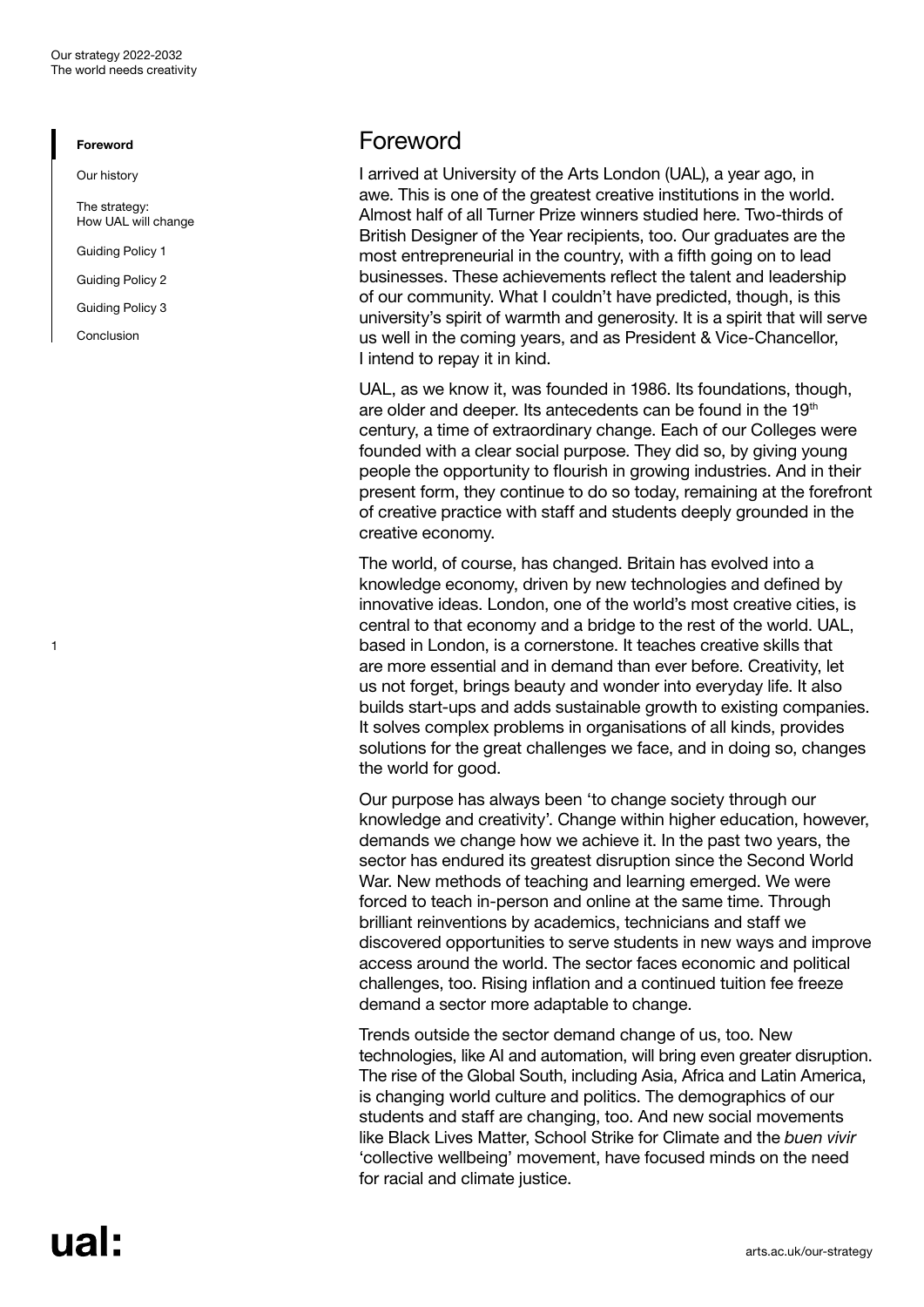# Foreword

I arrived at University of the Arts London (UAL), a year ago, in awe. This is one of the greatest creative institutions in the world. Almost half of all Turner Prize winners studied here. Two-thirds of British Designer of the Year recipients, too. Our graduates are the most entrepreneurial in the country, with a fifth going on to lead businesses. These achievements reflect the talent and leadership of our community. What I couldn't have predicted, though, is this university's spirit of warmth and generosity. It is a spirit that will serve us well in the coming years, and as President & Vice-Chancellor, I intend to repay it in kind.

UAL, as we know it, was founded in 1986. Its foundations, though, are older and deeper. Its antecedents can be found in the 19th century, a time of extraordinary change. Each of our Colleges were founded with a clear social purpose. They did so, by giving young people the opportunity to flourish in growing industries. And in their present form, they continue to do so today, remaining at the forefront of creative practice with staff and students deeply grounded in the creative economy.

The world, of course, has changed. Britain has evolved into a knowledge economy, driven by new technologies and defined by innovative ideas. London, one of the world's most creative cities, is central to that economy and a bridge to the rest of the world. UAL, based in London, is a cornerstone. It teaches creative skills that are more essential and in demand than ever before. Creativity, let us not forget, brings beauty and wonder into everyday life. It also builds start-ups and adds sustainable growth to existing companies. It solves complex problems in organisations of all kinds, provides solutions for the great challenges we face, and in doing so, changes the world for good.

Our purpose has always been 'to change society through our knowledge and creativity'. Change within higher education, however, demands we change how we achieve it. In the past two years, the sector has endured its greatest disruption since the Second World War. New methods of teaching and learning emerged. We were forced to teach in-person and online at the same time. Through brilliant reinventions by academics, technicians and staff we discovered opportunities to serve students in new ways and improve access around the world. The sector faces economic and political challenges, too. Rising inflation and a continued tuition fee freeze demand a sector more adaptable to change.

Trends outside the sector demand change of us, too. New technologies, like AI and automation, will bring even greater disruption. The rise of the Global South, including Asia, Africa and Latin America, is changing world culture and politics. The demographics of our students and staff are changing, too. And new social movements like Black Lives Matter, School Strike for Climate and the *buen vivir* 'collective wellbeing' movement, have focused minds on the need for racial and climate justice.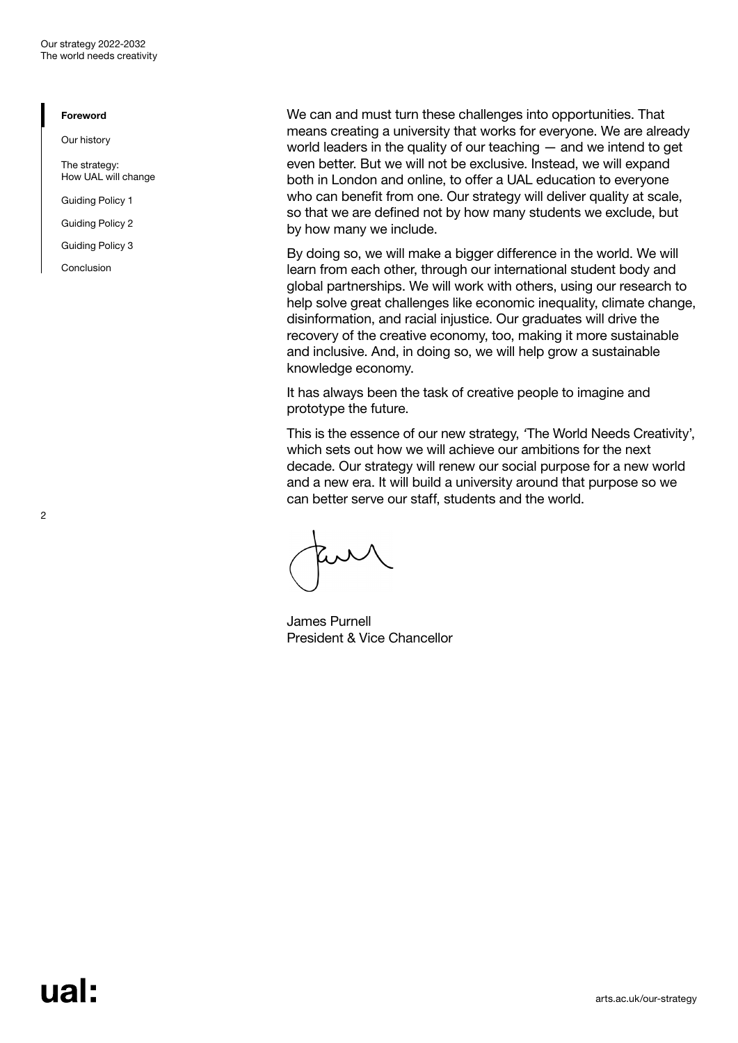We can and must turn these challenges into opportunities. That means creating a university that works for everyone. We are already world leaders in the quality of our teaching — and we intend to get even better. But we will not be exclusive. Instead, we will expand both in London and online, to offer a UAL education to everyone who can benefit from one. Our strategy will deliver quality at scale, so that we are defined not by how many students we exclude, but by how many we include.

By doing so, we will make a bigger difference in the world. We will learn from each other, through our international student body and global partnerships. We will work with others, using our research to help solve great challenges like economic inequality, climate change, disinformation, and racial injustice. Our graduates will drive the recovery of the creative economy, too, making it more sustainable and inclusive. And, in doing so, we will help grow a sustainable knowledge economy.

It has always been the task of creative people to imagine and prototype the future.

This is the essence of our new strategy, 'The World Needs Creativity', which sets out how we will achieve our ambitions for the next decade. Our strategy will renew our social purpose for a new world and a new era. It will build a university around that purpose so we can better serve our staff, students and the world.

James Purnell
President & Vice Chancellor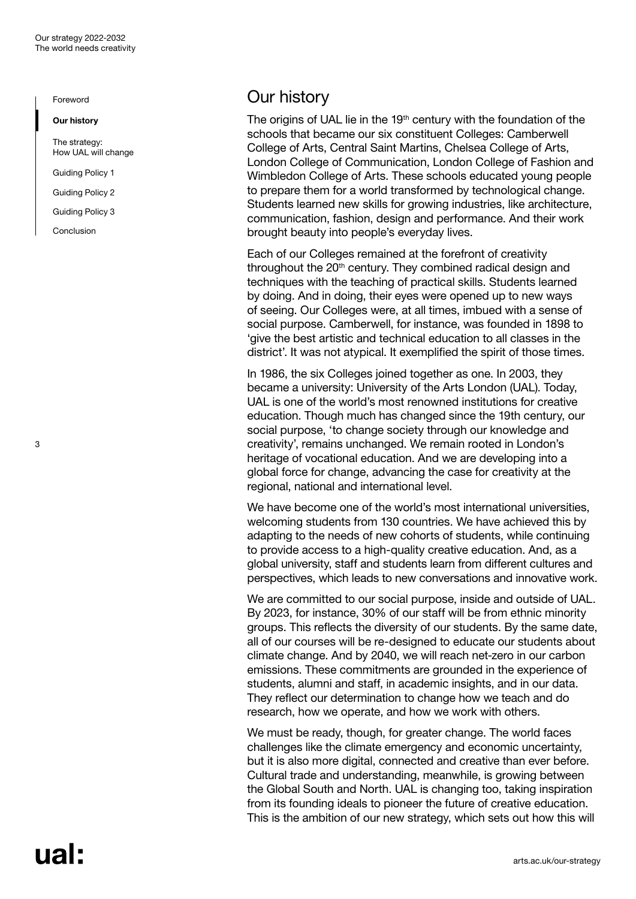# Our history

The origins of UAL lie in the 19th century with the foundation of the schools that became our six constituent Colleges: Camberwell College of Arts, Central Saint Martins, Chelsea College of Arts, London College of Communication, London College of Fashion and Wimbledon College of Arts. These schools educated young people to prepare them for a world transformed by technological change. Students learned new skills for growing industries, like architecture, communication, fashion, design and performance. And their work brought beauty into people's everyday lives.

Each of our Colleges remained at the forefront of creativity throughout the 20th century. They combined radical design and techniques with the teaching of practical skills. Students learned by doing. And in doing, their eyes were opened up to new ways of seeing. Our Colleges were, at all times, imbued with a sense of social purpose. Camberwell, for instance, was founded in 1898 to 'give the best artistic and technical education to all classes in the district'. It was not atypical. It exemplified the spirit of those times.

In 1986, the six Colleges joined together as one. In 2003, they became a university: University of the Arts London (UAL). Today, UAL is one of the world's most renowned institutions for creative education. Though much has changed since the 19th century, our social purpose, 'to change society through our knowledge and creativity', remains unchanged. We remain rooted in London's heritage of vocational education. And we are developing into a global force for change, advancing the case for creativity at the regional, national and international level.

We have become one of the world's most international universities, welcoming students from 130 countries. We have achieved this by adapting to the needs of new cohorts of students, while continuing to provide access to a high-quality creative education. And, as a global university, staff and students learn from different cultures and perspectives, which leads to new conversations and innovative work.

We are committed to our social purpose, inside and outside of UAL. By 2023, for instance, 30% of our staff will be from ethnic minority groups. This reflects the diversity of our students. By the same date, all of our courses will be re-designed to educate our students about climate change. And by 2040, we will reach net-zero in our carbon emissions. These commitments are grounded in the experience of students, alumni and staff, in academic insights, and in our data. They reflect our determination to change how we teach and do research, how we operate, and how we work with others.

We must be ready, though, for greater change. The world faces challenges like the climate emergency and economic uncertainty, but it is also more digital, connected and creative than ever before. Cultural trade and understanding, meanwhile, is growing between the Global South and North. UAL is changing too, taking inspiration from its founding ideals to pioneer the future of creative education. This is the ambition of our new strategy, which sets out how this will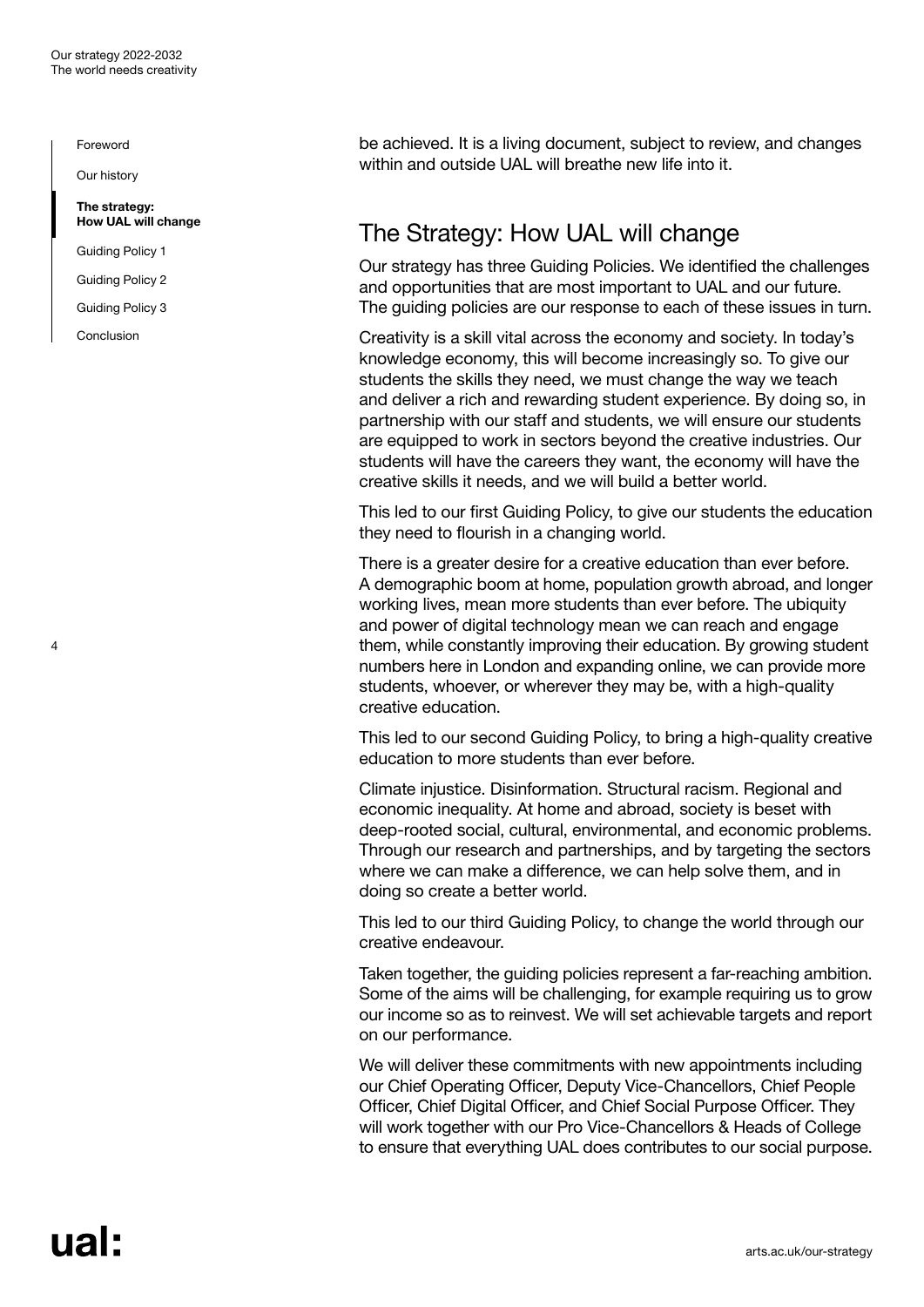be achieved. It is a living document, subject to review, and changes within and outside UAL will breathe new life into it.

## The Strategy: How UAL will change

Our strategy has three Guiding Policies. We identified the challenges and opportunities that are most important to UAL and our future. The guiding policies are our response to each of these issues in turn.

Creativity is a skill vital across the economy and society. In today's knowledge economy, this will become increasingly so. To give our students the skills they need, we must change the way we teach and deliver a rich and rewarding student experience. By doing so, in partnership with our staff and students, we will ensure our students are equipped to work in sectors beyond the creative industries. Our students will have the careers they want, the economy will have the creative skills it needs, and we will build a better world.

This led to our first Guiding Policy, to give our students the education they need to flourish in a changing world.

There is a greater desire for a creative education than ever before. A demographic boom at home, population growth abroad, and longer working lives, mean more students than ever before. The ubiquity and power of digital technology mean we can reach and engage them, while constantly improving their education. By growing student numbers here in London and expanding online, we can provide more students, whoever, or wherever they may be, with a high-quality creative education.

This led to our second Guiding Policy, to bring a high-quality creative education to more students than ever before.

Climate injustice. Disinformation. Structural racism. Regional and economic inequality. At home and abroad, society is beset with deep-rooted social, cultural, environmental, and economic problems. Through our research and partnerships, and by targeting the sectors where we can make a difference, we can help solve them, and in doing so create a better world.

This led to our third Guiding Policy, to change the world through our creative endeavour.

Taken together, the guiding policies represent a far-reaching ambition. Some of the aims will be challenging, for example requiring us to grow our income so as to reinvest. We will set achievable targets and report on our performance.

We will deliver these commitments with new appointments including our Chief Operating Officer, Deputy Vice-Chancellors, Chief People Officer, Chief Digital Officer, and Chief Social Purpose Officer. They will work together with our Pro Vice-Chancellors & Heads of College to ensure that everything UAL does contributes to our social purpose.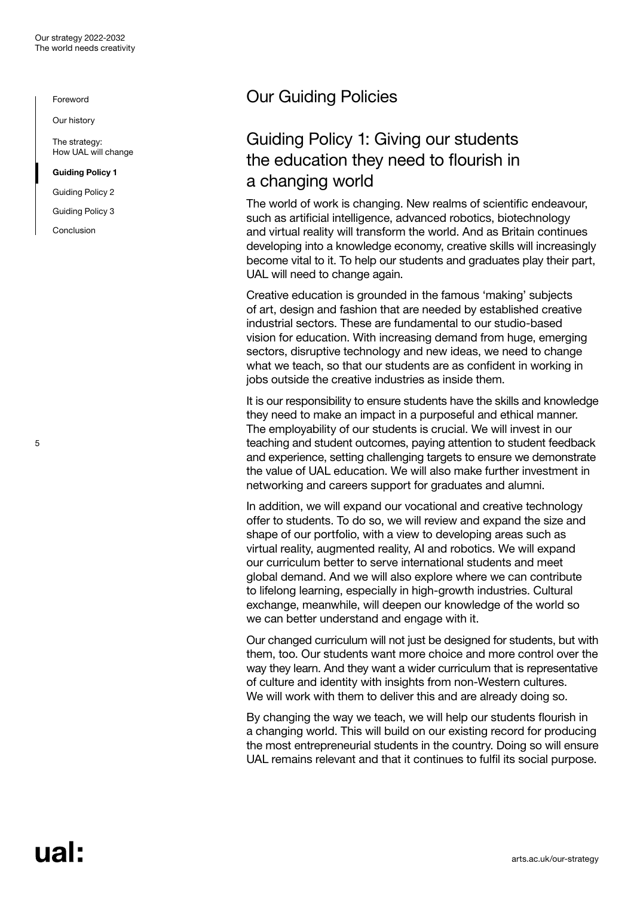# Our Guiding Policies

## Guiding Policy 1: Giving our students the education they need to flourish in a changing world

The world of work is changing. New realms of scientific endeavour, such as artificial intelligence, advanced robotics, biotechnology and virtual reality will transform the world. And as Britain continues developing into a knowledge economy, creative skills will increasingly become vital to it. To help our students and graduates play their part, UAL will need to change again.

Creative education is grounded in the famous 'making' subjects of art, design and fashion that are needed by established creative industrial sectors. These are fundamental to our studio-based vision for education. With increasing demand from huge, emerging sectors, disruptive technology and new ideas, we need to change what we teach, so that our students are as confident in working in jobs outside the creative industries as inside them.

It is our responsibility to ensure students have the skills and knowledge they need to make an impact in a purposeful and ethical manner. The employability of our students is crucial. We will invest in our teaching and student outcomes, paying attention to student feedback and experience, setting challenging targets to ensure we demonstrate the value of UAL education. We will also make further investment in networking and careers support for graduates and alumni.

In addition, we will expand our vocational and creative technology offer to students. To do so, we will review and expand the size and shape of our portfolio, with a view to developing areas such as virtual reality, augmented reality, AI and robotics. We will expand our curriculum better to serve international students and meet global demand. And we will also explore where we can contribute to lifelong learning, especially in high-growth industries. Cultural exchange, meanwhile, will deepen our knowledge of the world so we can better understand and engage with it.

Our changed curriculum will not just be designed for students, but with them, too. Our students want more choice and more control over the way they learn. And they want a wider curriculum that is representative of culture and identity with insights from non-Western cultures. We will work with them to deliver this and are already doing so.

By changing the way we teach, we will help our students flourish in a changing world. This will build on our existing record for producing the most entrepreneurial students in the country. Doing so will ensure UAL remains relevant and that it continues to fulfil its social purpose.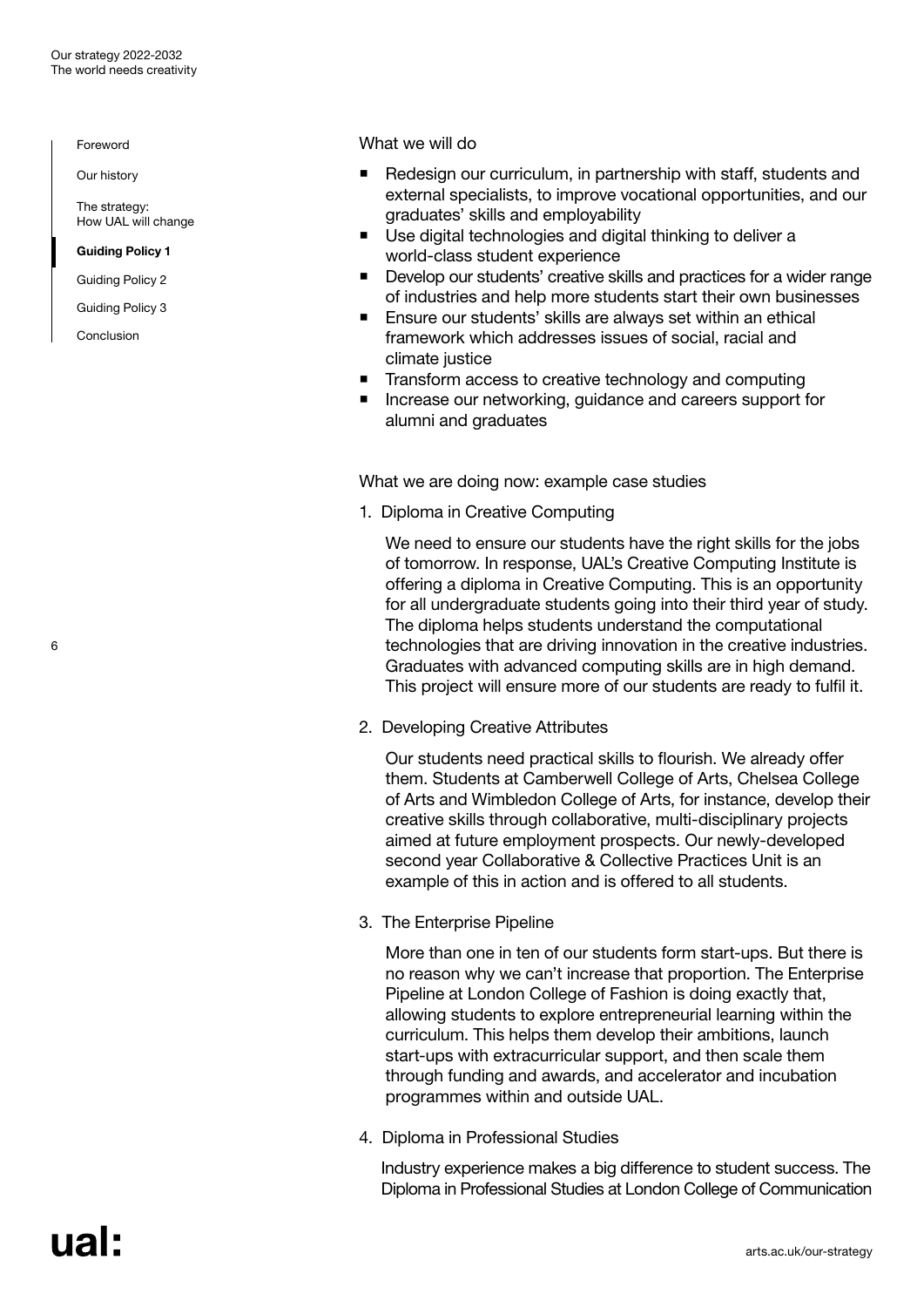What we will do

- Redesign our curriculum, in partnership with staff, students and external specialists, to improve vocational opportunities, and our graduates' skills and employability
- Use digital technologies and digital thinking to deliver a world-class student experience
- Develop our students' creative skills and practices for a wider range of industries and help more students start their own businesses
- Ensure our students' skills are always set within an ethical framework which addresses issues of social, racial and climate justice
- Transform access to creative technology and computing
- Increase our networking, guidance and careers support for alumni and graduates

What we are doing now: example case studies

1. Diploma in Creative Computing

   We need to ensure our students have the right skills for the jobs of tomorrow. In response, UAL's Creative Computing Institute is offering a diploma in Creative Computing. This is an opportunity for all undergraduate students going into their third year of study. The diploma helps students understand the computational technologies that are driving innovation in the creative industries. Graduates with advanced computing skills are in high demand. This project will ensure more of our students are ready to fulfil it.

2. Developing Creative Attributes

   Our students need practical skills to flourish. We already offer them. Students at Camberwell College of Arts, Chelsea College of Arts and Wimbledon College of Arts, for instance, develop their creative skills through collaborative, multi-disciplinary projects aimed at future employment prospects. Our newly-developed second year Collaborative & Collective Practices Unit is an example of this in action and is offered to all students.

3. The Enterprise Pipeline

   More than one in ten of our students form start-ups. But there is no reason why we can't increase that proportion. The Enterprise Pipeline at London College of Fashion is doing exactly that, allowing students to explore entrepreneurial learning within the curriculum. This helps them develop their ambitions, launch start-ups with extracurricular support, and then scale them through funding and awards, and accelerator and incubation programmes within and outside UAL.

4. Diploma in Professional Studies

   Industry experience makes a big difference to student success. The Diploma in Professional Studies at London College of Communication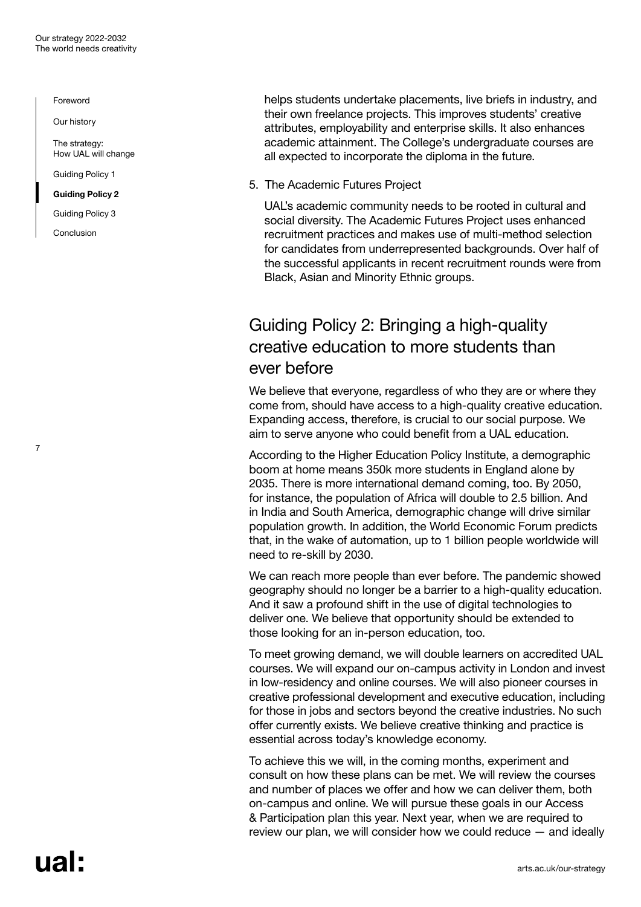helps students undertake placements, live briefs in industry, and their own freelance projects. This improves students' creative attributes, employability and enterprise skills. It also enhances academic attainment. The College's undergraduate courses are all expected to incorporate the diploma in the future.

5. The Academic Futures Project

   UAL's academic community needs to be rooted in cultural and social diversity. The Academic Futures Project uses enhanced recruitment practices and makes use of multi-method selection for candidates from underrepresented backgrounds. Over half of the successful applicants in recent recruitment rounds were from Black, Asian and Minority Ethnic groups.

## Guiding Policy 2: Bringing a high-quality creative education to more students than ever before

We believe that everyone, regardless of who they are or where they come from, should have access to a high-quality creative education. Expanding access, therefore, is crucial to our social purpose. We aim to serve anyone who could benefit from a UAL education.

According to the Higher Education Policy Institute, a demographic boom at home means 350k more students in England alone by 2035. There is more international demand coming, too. By 2050, for instance, the population of Africa will double to 2.5 billion. And in India and South America, demographic change will drive similar population growth. In addition, the World Economic Forum predicts that, in the wake of automation, up to 1 billion people worldwide will need to re-skill by 2030.

We can reach more people than ever before. The pandemic showed geography should no longer be a barrier to a high-quality education. And it saw a profound shift in the use of digital technologies to deliver one. We believe that opportunity should be extended to those looking for an in-person education, too.

To meet growing demand, we will double learners on accredited UAL courses. We will expand our on-campus activity in London and invest in low-residency and online courses. We will also pioneer courses in creative professional development and executive education, including for those in jobs and sectors beyond the creative industries. No such offer currently exists. We believe creative thinking and practice is essential across today's knowledge economy.

To achieve this we will, in the coming months, experiment and consult on how these plans can be met. We will review the courses and number of places we offer and how we can deliver them, both on-campus and online. We will pursue these goals in our Access & Participation plan this year. Next year, when we are required to review our plan, we will consider how we could reduce — and ideally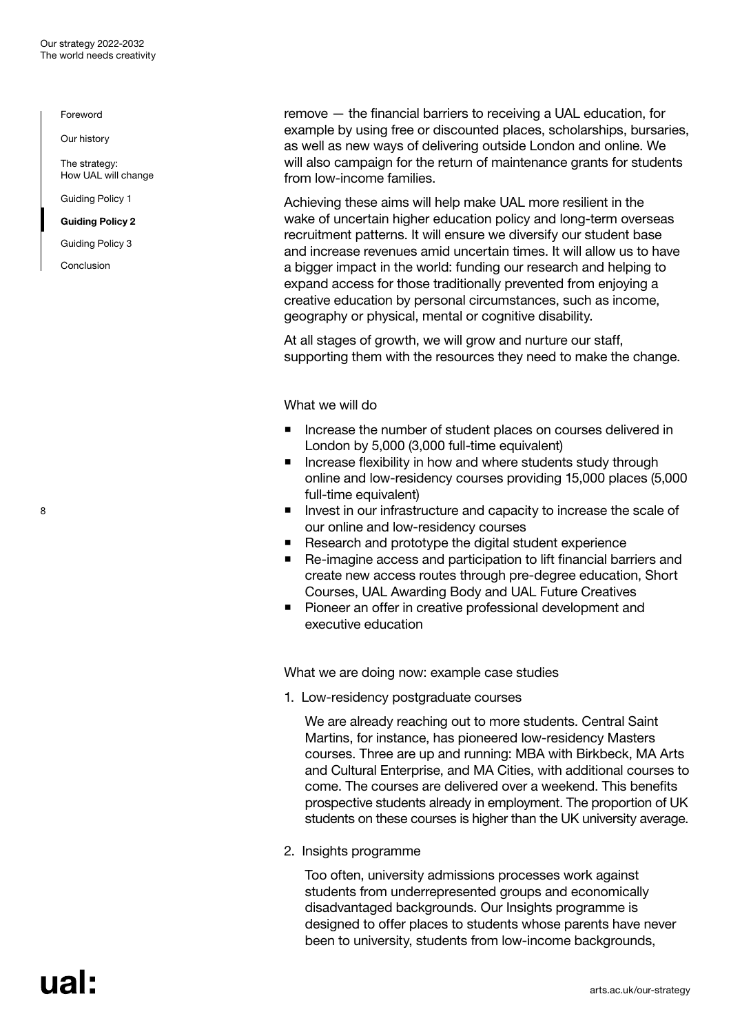remove — the financial barriers to receiving a UAL education, for example by using free or discounted places, scholarships, bursaries, as well as new ways of delivering outside London and online. We will also campaign for the return of maintenance grants for students from low-income families.

Achieving these aims will help make UAL more resilient in the wake of uncertain higher education policy and long-term overseas recruitment patterns. It will ensure we diversify our student base and increase revenues amid uncertain times. It will allow us to have a bigger impact in the world: funding our research and helping to expand access for those traditionally prevented from enjoying a creative education by personal circumstances, such as income, geography or physical, mental or cognitive disability.

At all stages of growth, we will grow and nurture our staff, supporting them with the resources they need to make the change.

### What we will do

- Increase the number of student places on courses delivered in London by 5,000 (3,000 full-time equivalent)
- Increase flexibility in how and where students study through online and low-residency courses providing 15,000 places (5,000 full-time equivalent)
- Invest in our infrastructure and capacity to increase the scale of our online and low-residency courses
- Research and prototype the digital student experience
- Re-imagine access and participation to lift financial barriers and create new access routes through pre-degree education, Short Courses, UAL Awarding Body and UAL Future Creatives
- Pioneer an offer in creative professional development and executive education

### What we are doing now: example case studies

1. Low-residency postgraduate courses

   We are already reaching out to more students. Central Saint Martins, for instance, has pioneered low-residency Masters courses. Three are up and running: MBA with Birkbeck, MA Arts and Cultural Enterprise, and MA Cities, with additional courses to come. The courses are delivered over a weekend. This benefits prospective students already in employment. The proportion of UK students on these courses is higher than the UK university average.

2. Insights programme

   Too often, university admissions processes work against students from underrepresented groups and economically disadvantaged backgrounds. Our Insights programme is designed to offer places to students whose parents have never been to university, students from low-income backgrounds,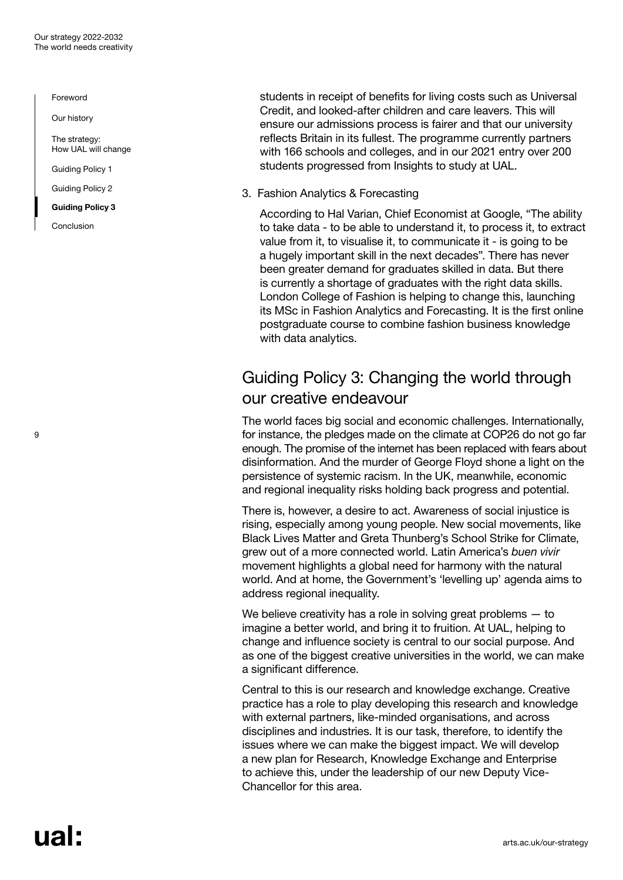students in receipt of benefits for living costs such as Universal Credit, and looked-after children and care leavers. This will ensure our admissions process is fairer and that our university reflects Britain in its fullest. The programme currently partners with 166 schools and colleges, and in our 2021 entry over 200 students progressed from Insights to study at UAL.

3. Fashion Analytics & Forecasting

   According to Hal Varian, Chief Economist at Google, "The ability to take data - to be able to understand it, to process it, to extract value from it, to visualise it, to communicate it - is going to be a hugely important skill in the next decades". There has never been greater demand for graduates skilled in data. But there is currently a shortage of graduates with the right data skills. London College of Fashion is helping to change this, launching its MSc in Fashion Analytics and Forecasting. It is the first online postgraduate course to combine fashion business knowledge with data analytics.

## Guiding Policy 3: Changing the world through our creative endeavour

The world faces big social and economic challenges. Internationally, for instance, the pledges made on the climate at COP26 do not go far enough. The promise of the internet has been replaced with fears about disinformation. And the murder of George Floyd shone a light on the persistence of systemic racism. In the UK, meanwhile, economic and regional inequality risks holding back progress and potential.

There is, however, a desire to act. Awareness of social injustice is rising, especially among young people. New social movements, like Black Lives Matter and Greta Thunberg's School Strike for Climate, grew out of a more connected world. Latin America's *buen vivir* movement highlights a global need for harmony with the natural world. And at home, the Government's 'levelling up' agenda aims to address regional inequality.

We believe creativity has a role in solving great problems — to imagine a better world, and bring it to fruition. At UAL, helping to change and influence society is central to our social purpose. And as one of the biggest creative universities in the world, we can make a significant difference.

Central to this is our research and knowledge exchange. Creative practice has a role to play developing this research and knowledge with external partners, like-minded organisations, and across disciplines and industries. It is our task, therefore, to identify the issues where we can make the biggest impact. We will develop a new plan for Research, Knowledge Exchange and Enterprise to achieve this, under the leadership of our new Deputy Vice-Chancellor for this area.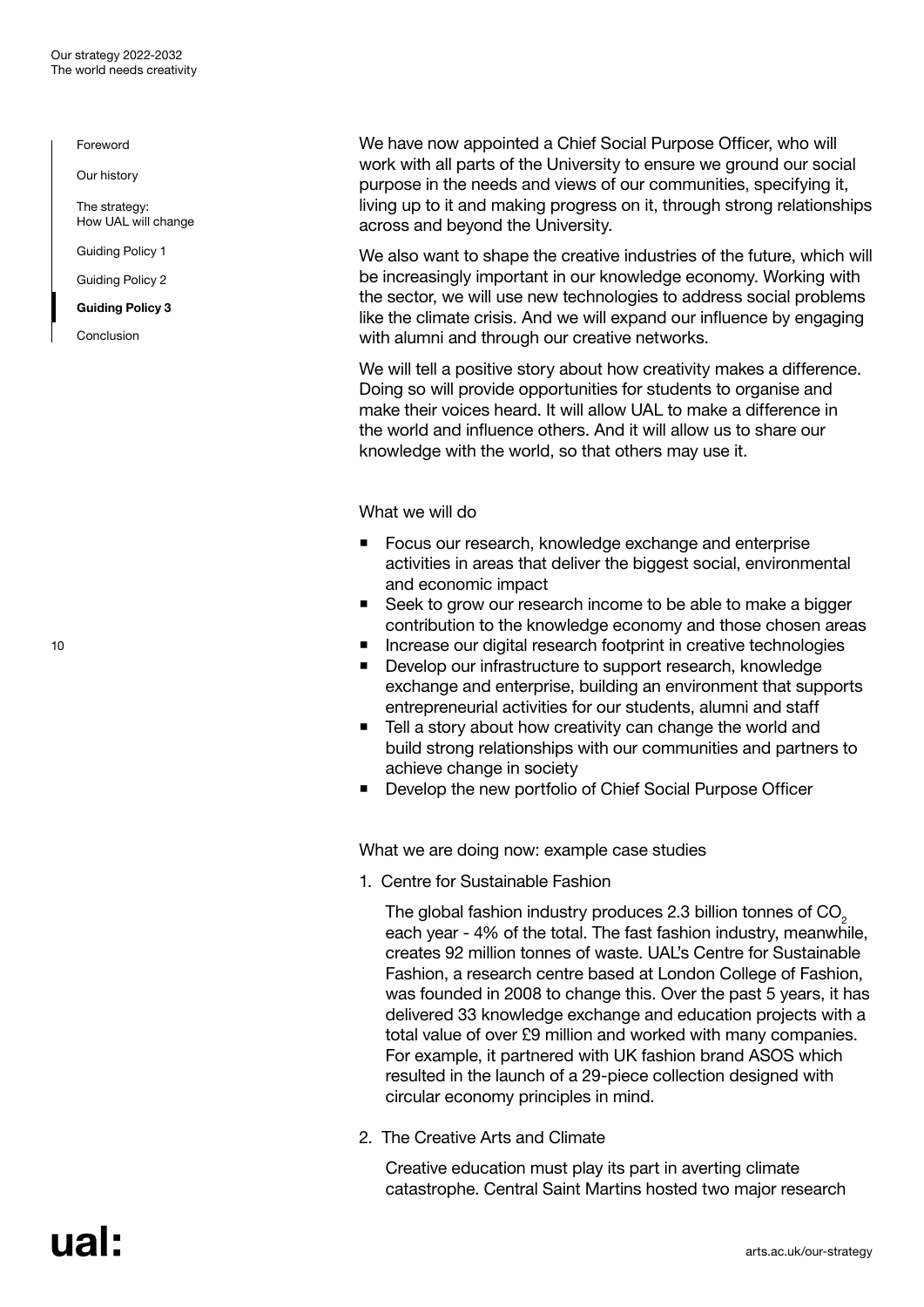We have now appointed a Chief Social Purpose Officer, who will work with all parts of the University to ensure we ground our social purpose in the needs and views of our communities, specifying it, living up to it and making progress on it, through strong relationships across and beyond the University.

We also want to shape the creative industries of the future, which will be increasingly important in our knowledge economy. Working with the sector, we will use new technologies to address social problems like the climate crisis. And we will expand our influence by engaging with alumni and through our creative networks.

We will tell a positive story about how creativity makes a difference. Doing so will provide opportunities for students to organise and make their voices heard. It will allow UAL to make a difference in the world and influence others. And it will allow us to share our knowledge with the world, so that others may use it.

### What we will do

- Focus our research, knowledge exchange and enterprise activities in areas that deliver the biggest social, environmental and economic impact
- Seek to grow our research income to be able to make a bigger contribution to the knowledge economy and those chosen areas
- Increase our digital research footprint in creative technologies
- Develop our infrastructure to support research, knowledge exchange and enterprise, building an environment that supports entrepreneurial activities for our students, alumni and staff
- Tell a story about how creativity can change the world and build strong relationships with our communities and partners to achieve change in society
- Develop the new portfolio of Chief Social Purpose Officer

### What we are doing now: example case studies

1. Centre for Sustainable Fashion

   The global fashion industry produces 2.3 billion tonnes of $CO_2$ each year - 4% of the total. The fast fashion industry, meanwhile, creates 92 million tonnes of waste. UAL's Centre for Sustainable Fashion, a research centre based at London College of Fashion, was founded in 2008 to change this. Over the past 5 years, it has delivered 33 knowledge exchange and education projects with a total value of over £9 million and worked with many companies. For example, it partnered with UK fashion brand ASOS which resulted in the launch of a 29-piece collection designed with circular economy principles in mind.

2. The Creative Arts and Climate

   Creative education must play its part in averting climate catastrophe. Central Saint Martins hosted two major research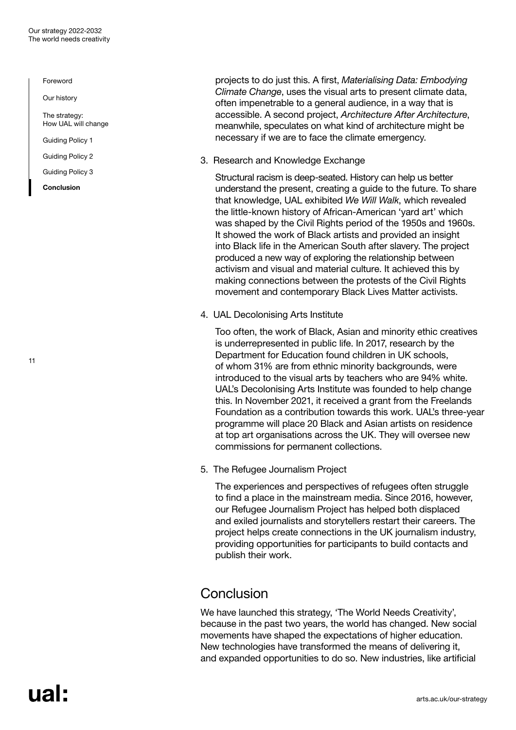projects to do just this. A first, *Materialising Data: Embodying Climate Change*, uses the visual arts to present climate data, often impenetrable to a general audience, in a way that is accessible. A second project, *Architecture After Architecture*, meanwhile, speculates on what kind of architecture might be necessary if we are to face the climate emergency.

3. Research and Knowledge Exchange

   Structural racism is deep-seated. History can help us better understand the present, creating a guide to the future. To share that knowledge, UAL exhibited *We Will Walk*, which revealed the little-known history of African-American 'yard art' which was shaped by the Civil Rights period of the 1950s and 1960s. It showed the work of Black artists and provided an insight into Black life in the American South after slavery. The project produced a new way of exploring the relationship between activism and visual and material culture. It achieved this by making connections between the protests of the Civil Rights movement and contemporary Black Lives Matter activists.

4. UAL Decolonising Arts Institute

   Too often, the work of Black, Asian and minority ethic creatives is underrepresented in public life. In 2017, research by the Department for Education found children in UK schools, of whom 31% are from ethnic minority backgrounds, were introduced to the visual arts by teachers who are 94% white. UAL's Decolonising Arts Institute was founded to help change this. In November 2021, it received a grant from the Freelands Foundation as a contribution towards this work. UAL's three-year programme will place 20 Black and Asian artists on residence at top art organisations across the UK. They will oversee new commissions for permanent collections.

5. The Refugee Journalism Project

   The experiences and perspectives of refugees often struggle to find a place in the mainstream media. Since 2016, however, our Refugee Journalism Project has helped both displaced and exiled journalists and storytellers restart their careers. The project helps create connections in the UK journalism industry, providing opportunities for participants to build contacts and publish their work.

## Conclusion

We have launched this strategy, 'The World Needs Creativity', because in the past two years, the world has changed. New social movements have shaped the expectations of higher education. New technologies have transformed the means of delivering it, and expanded opportunities to do so. New industries, like artificial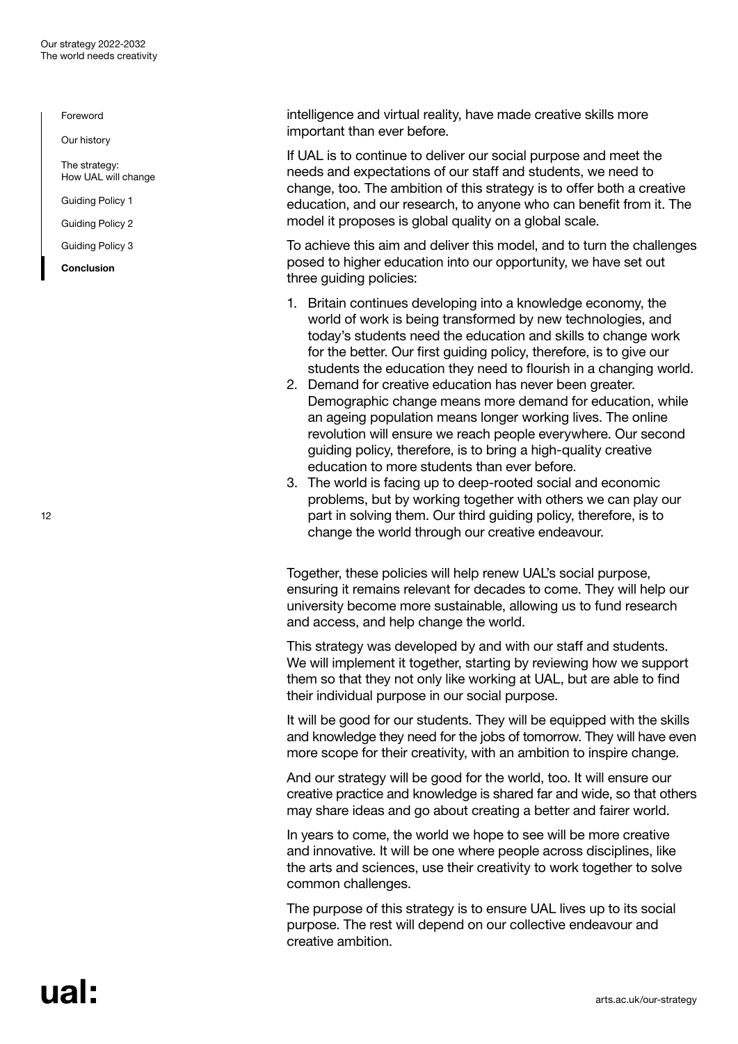intelligence and virtual reality, have made creative skills more important than ever before.

If UAL is to continue to deliver our social purpose and meet the needs and expectations of our staff and students, we need to change, too. The ambition of this strategy is to offer both a creative education, and our research, to anyone who can benefit from it. The model it proposes is global quality on a global scale.

To achieve this aim and deliver this model, and to turn the challenges posed to higher education into our opportunity, we have set out three guiding policies:

1. Britain continues developing into a knowledge economy, the world of work is being transformed by new technologies, and today's students need the education and skills to change work for the better. Our first guiding policy, therefore, is to give our students the education they need to flourish in a changing world.
2. Demand for creative education has never been greater. Demographic change means more demand for education, while an ageing population means longer working lives. The online revolution will ensure we reach people everywhere. Our second guiding policy, therefore, is to bring a high-quality creative education to more students than ever before.
3. The world is facing up to deep-rooted social and economic problems, but by working together with others we can play our part in solving them. Our third guiding policy, therefore, is to change the world through our creative endeavour.

Together, these policies will help renew UAL's social purpose, ensuring it remains relevant for decades to come. They will help our university become more sustainable, allowing us to fund research and access, and help change the world.

This strategy was developed by and with our staff and students. We will implement it together, starting by reviewing how we support them so that they not only like working at UAL, but are able to find their individual purpose in our social purpose.

It will be good for our students. They will be equipped with the skills and knowledge they need for the jobs of tomorrow. They will have even more scope for their creativity, with an ambition to inspire change.

And our strategy will be good for the world, too. It will ensure our creative practice and knowledge is shared far and wide, so that others may share ideas and go about creating a better and fairer world.

In years to come, the world we hope to see will be more creative and innovative. It will be one where people across disciplines, like the arts and sciences, use their creativity to work together to solve common challenges.

The purpose of this strategy is to ensure UAL lives up to its social purpose. The rest will depend on our collective endeavour and creative ambition.